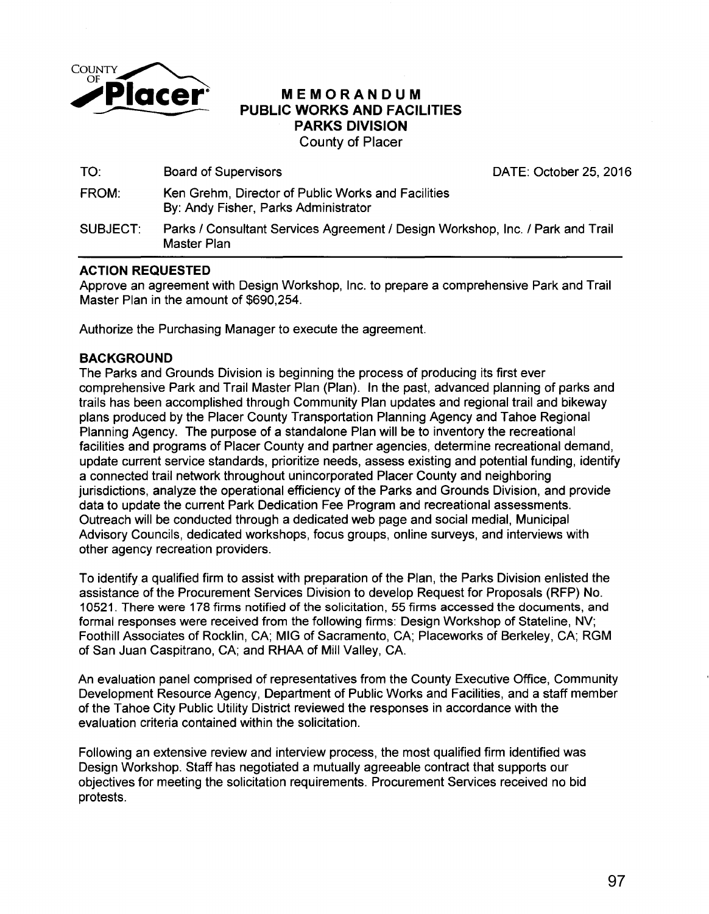COUNTY OF **Placer**

# MEMORANDUM
## PUBLIC WORKS AND FACILITIES
## PARKS DIVISION
County of Placer

| | | |
|---|---|---|
| TO: | Board of Supervisors | DATE: October 25, 2016 |
| FROM: | Ken Grehm, Director of Public Works and Facilities<br>By: Andy Fisher, Parks Administrator | |
| SUBJECT: | Parks / Consultant Services Agreement / Design Workshop, Inc. / Park and Trail Master Plan | |

### ACTION REQUESTED

Approve an agreement with Design Workshop, Inc. to prepare a comprehensive Park and Trail Master Plan in the amount of $690,254.

Authorize the Purchasing Manager to execute the agreement.

### BACKGROUND

The Parks and Grounds Division is beginning the process of producing its first ever comprehensive Park and Trail Master Plan (Plan). In the past, advanced planning of parks and trails has been accomplished through Community Plan updates and regional trail and bikeway plans produced by the Placer County Transportation Planning Agency and Tahoe Regional Planning Agency. The purpose of a standalone Plan will be to inventory the recreational facilities and programs of Placer County and partner agencies, determine recreational demand, update current service standards, prioritize needs, assess existing and potential funding, identify a connected trail network throughout unincorporated Placer County and neighboring jurisdictions, analyze the operational efficiency of the Parks and Grounds Division, and provide data to update the current Park Dedication Fee Program and recreational assessments. Outreach will be conducted through a dedicated web page and social medial, Municipal Advisory Councils, dedicated workshops, focus groups, online surveys, and interviews with other agency recreation providers.

To identify a qualified firm to assist with preparation of the Plan, the Parks Division enlisted the assistance of the Procurement Services Division to develop Request for Proposals (RFP) No. 10521. There were 178 firms notified of the solicitation, 55 firms accessed the documents, and formal responses were received from the following firms: Design Workshop of Stateline, NV; Foothill Associates of Rocklin, CA; MIG of Sacramento, CA; Placeworks of Berkeley, CA; RGM of San Juan Caspitrano, CA; and RHAA of Mill Valley, CA.

An evaluation panel comprised of representatives from the County Executive Office, Community Development Resource Agency, Department of Public Works and Facilities, and a staff member of the Tahoe City Public Utility District reviewed the responses in accordance with the evaluation criteria contained within the solicitation.

Following an extensive review and interview process, the most qualified firm identified was Design Workshop. Staff has negotiated a mutually agreeable contract that supports our objectives for meeting the solicitation requirements. Procurement Services received no bid protests.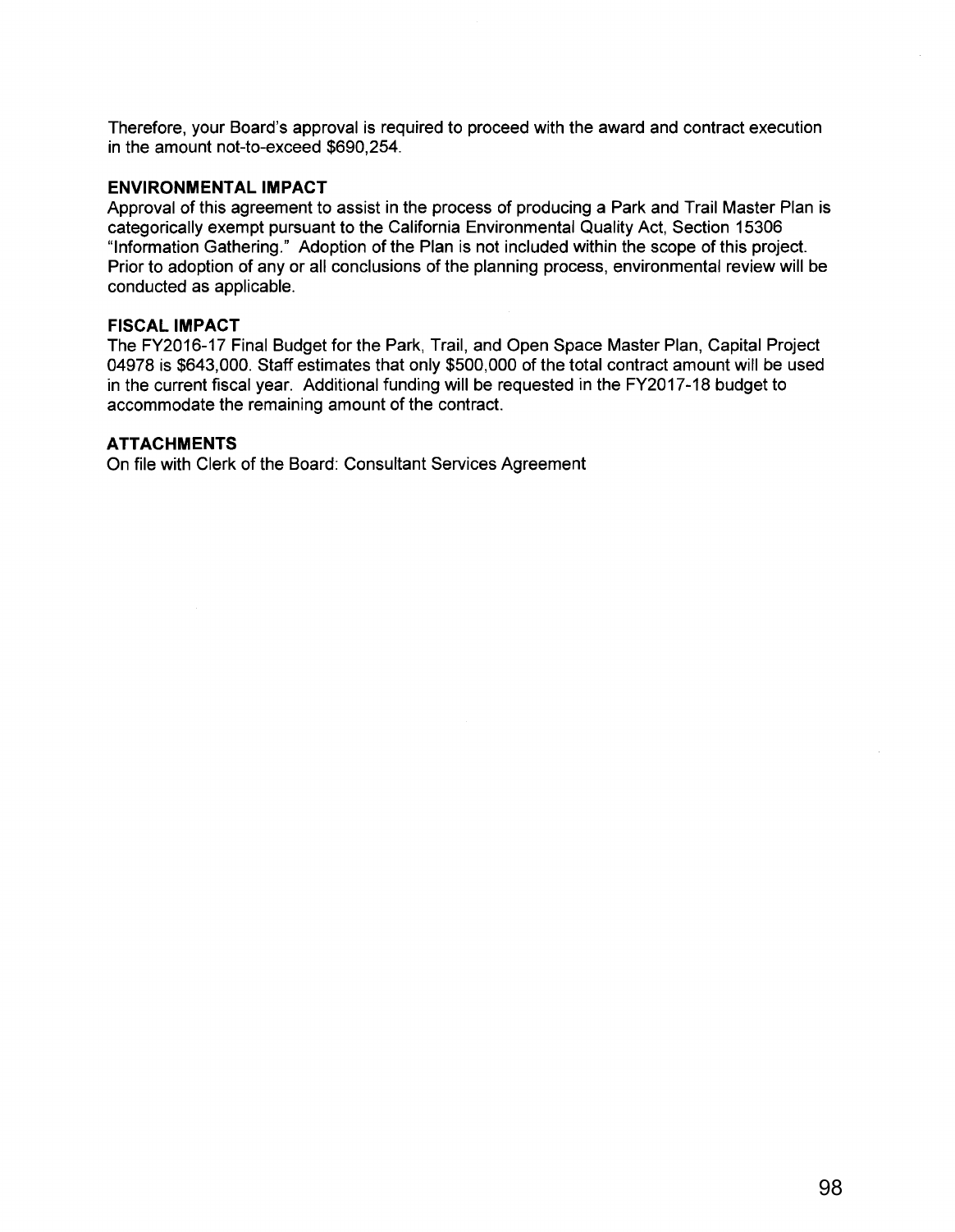Therefore, your Board's approval is required to proceed with the award and contract execution in the amount not-to-exceed $690,254.

**ENVIRONMENTAL IMPACT**
Approval of this agreement to assist in the process of producing a Park and Trail Master Plan is categorically exempt pursuant to the California Environmental Quality Act, Section 15306 "Information Gathering." Adoption of the Plan is not included within the scope of this project. Prior to adoption of any or all conclusions of the planning process, environmental review will be conducted as applicable.

**FISCAL IMPACT**
The FY2016-17 Final Budget for the Park, Trail, and Open Space Master Plan, Capital Project 04978 is $643,000. Staff estimates that only $500,000 of the total contract amount will be used in the current fiscal year. Additional funding will be requested in the FY2017-18 budget to accommodate the remaining amount of the contract.

**ATTACHMENTS**
On file with Clerk of the Board: Consultant Services Agreement